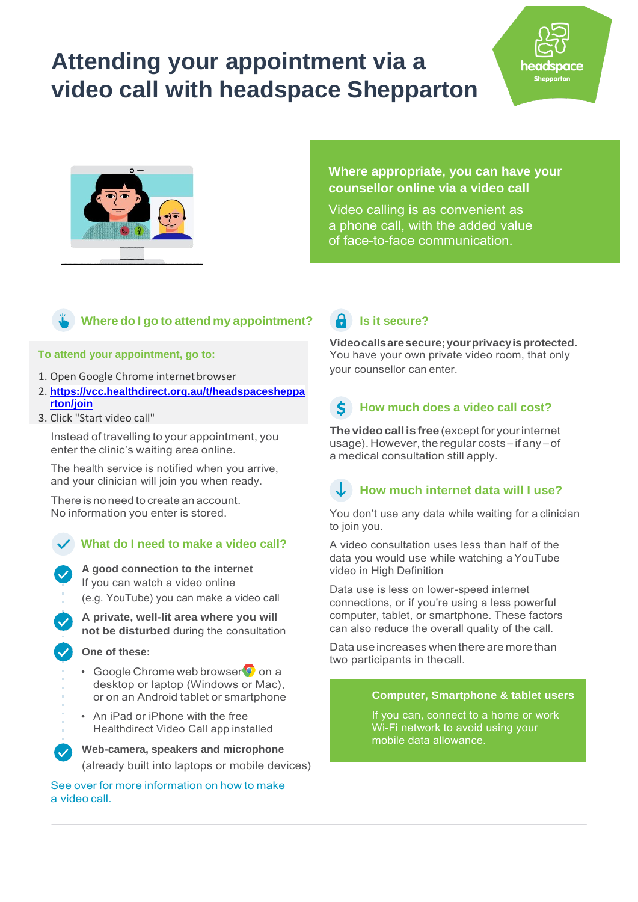# Attending your appointment via a video call with headspace Shepparton

headspace Shepparton

**Where appropriate, you can have your counsellor online via a video call**

Video calling is as convenient as a phone call, with the added value of face-to-face communication.

## Where do I go to attend my appointment?

**To attend your appointment, go to:**

1. Open Google Chrome internet browser
2. **https://vcc.healthdirect.org.au/t/headspaceshepparton/join**
3. Click "Start video call"

Instead of travelling to your appointment, you enter the clinic's waiting area online.

The health service is notified when you arrive, and your clinician will join you when ready.

There is no need to create an account. No information you enter is stored.

## What do I need to make a video call?

- **A good connection to the internet**
  If you can watch a video online (e.g. YouTube) you can make a video call
- **A private, well-lit area where you will not be disturbed** during the consultation
- **One of these:**
  - Google Chrome web browser on a desktop or laptop (Windows or Mac), or on an Android tablet or smartphone
  - An iPad or iPhone with the free Healthdirect Video Call app installed
- **Web-camera, speakers and microphone** (already built into laptops or mobile devices)

See over for more information on how to make a video call.

## Is it secure?

**Video calls are secure; your privacy is protected.** You have your own private video room, that only your counsellor can enter.

## How much does a video call cost?

**The video call is free** (except for your internet usage). However, the regular costs – if any – of a medical consultation still apply.

## How much internet data will I use?

You don't use any data while waiting for a clinician to join you.

A video consultation uses less than half of the data you would use while watching a YouTube video in High Definition

Data use is less on lower-speed internet connections, or if you're using a less powerful computer, tablet, or smartphone. These factors can also reduce the overall quality of the call.

Data use increases when there are more than two participants in the call.

**Computer, Smartphone & tablet users**

If you can, connect to a home or work Wi-Fi network to avoid using your mobile data allowance.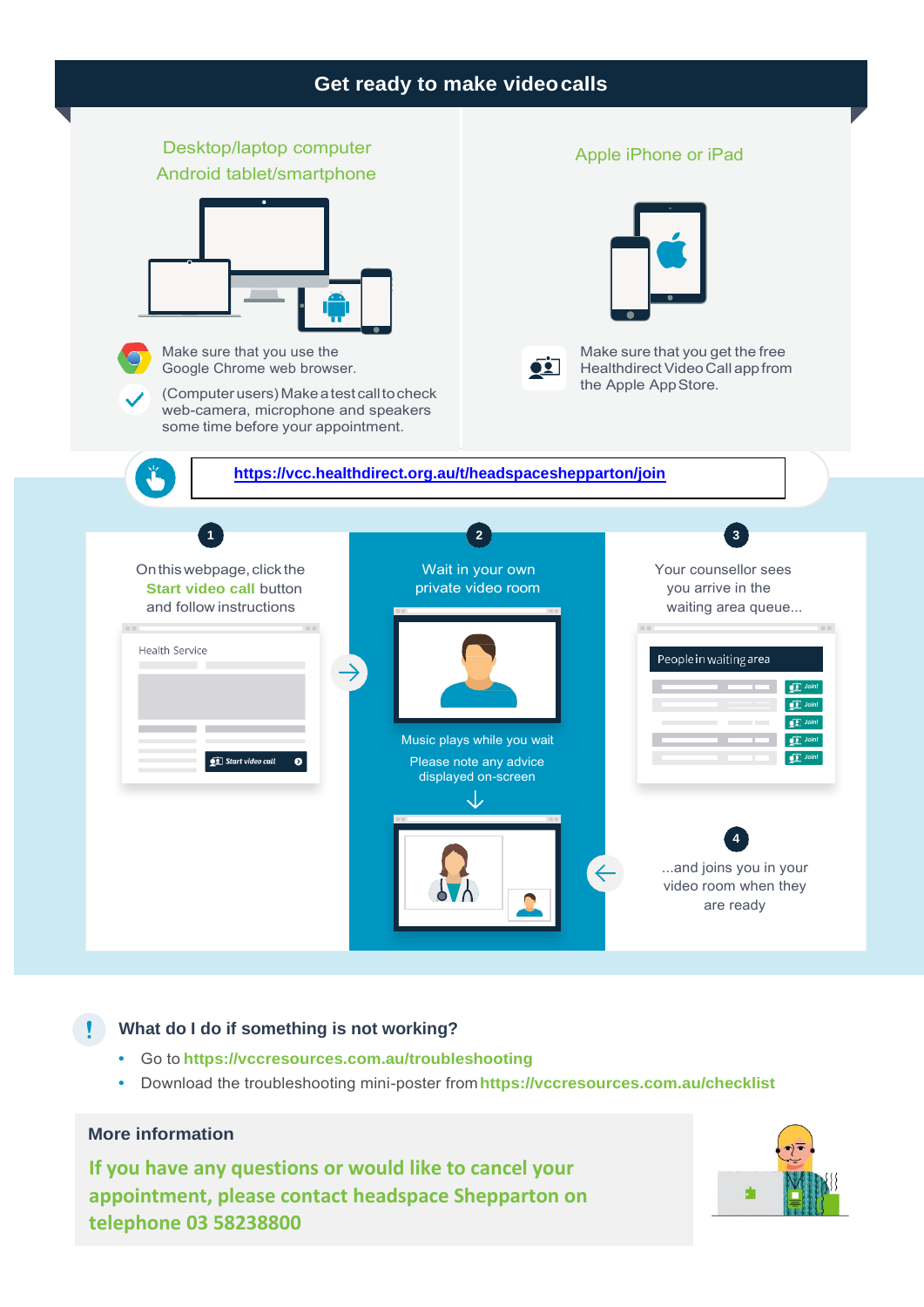## Get ready to make video calls

### Desktop/laptop computer
### Android tablet/smartphone

Make sure that you use the Google Chrome web browser.

(Computer users) Make a test call to check web-camera, microphone and speakers some time before your appointment.

### Apple iPhone or iPad

Make sure that you get the free Healthdirect Video Call app from the Apple App Store.

https://vcc.healthdirect.org.au/t/headspaceshepparton/join

**1** On this webpage, click the **Start video call** button and follow instructions

Health Service

Start video call

**2** Wait in your own private video room

Music plays while you wait

Please note any advice displayed on-screen

**3** Your counsellor sees you arrive in the waiting area queue...

People in waiting area

Join!

Join!

Join!

Join!

Join!

**4** ...and joins you in your video room when they are ready

### What do I do if something is not working?

- Go to **https://vccresources.com.au/troubleshooting**
- Download the troubleshooting mini-poster from **https://vccresources.com.au/checklist**

### More information

**If you have any questions or would like to cancel your appointment, please contact headspace Shepparton on telephone 03 58238800**